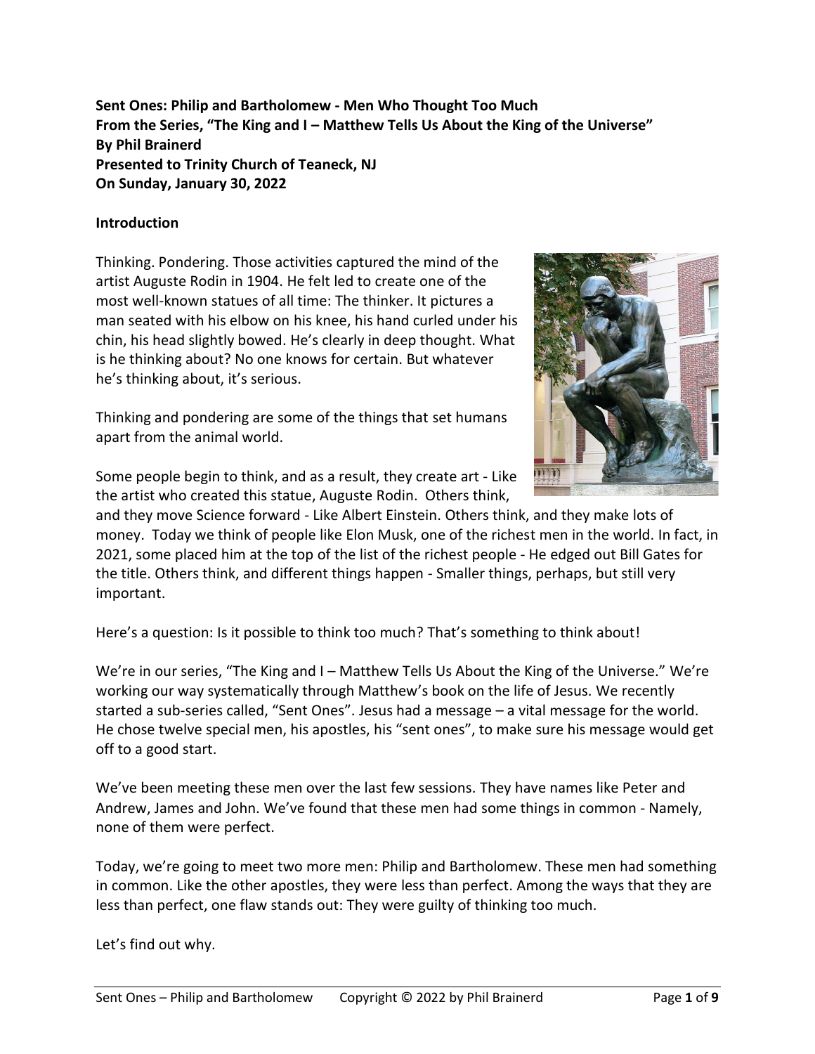**Sent Ones: Philip and Bartholomew - Men Who Thought Too Much**
**From the Series, "The King and I – Matthew Tells Us About the King of the Universe"**
**By Phil Brainerd**
**Presented to Trinity Church of Teaneck, NJ**
**On Sunday, January 30, 2022**

## Introduction

Thinking. Pondering. Those activities captured the mind of the artist Auguste Rodin in 1904. He felt led to create one of the most well-known statues of all time: The thinker. It pictures a man seated with his elbow on his knee, his hand curled under his chin, his head slightly bowed. He's clearly in deep thought. What is he thinking about? No one knows for certain. But whatever he's thinking about, it's serious.

Thinking and pondering are some of the things that set humans apart from the animal world.

Some people begin to think, and as a result, they create art - Like the artist who created this statue, Auguste Rodin. Others think, and they move Science forward - Like Albert Einstein. Others think, and they make lots of money. Today we think of people like Elon Musk, one of the richest men in the world. In fact, in 2021, some placed him at the top of the list of the richest people - He edged out Bill Gates for the title. Others think, and different things happen - Smaller things, perhaps, but still very important.

Here's a question: Is it possible to think too much? That's something to think about!

We're in our series, "The King and I – Matthew Tells Us About the King of the Universe." We're working our way systematically through Matthew's book on the life of Jesus. We recently started a sub-series called, "Sent Ones". Jesus had a message – a vital message for the world. He chose twelve special men, his apostles, his "sent ones", to make sure his message would get off to a good start.

We've been meeting these men over the last few sessions. They have names like Peter and Andrew, James and John. We've found that these men had some things in common - Namely, none of them were perfect.

Today, we're going to meet two more men: Philip and Bartholomew. These men had something in common. Like the other apostles, they were less than perfect. Among the ways that they are less than perfect, one flaw stands out: They were guilty of thinking too much.

Let's find out why.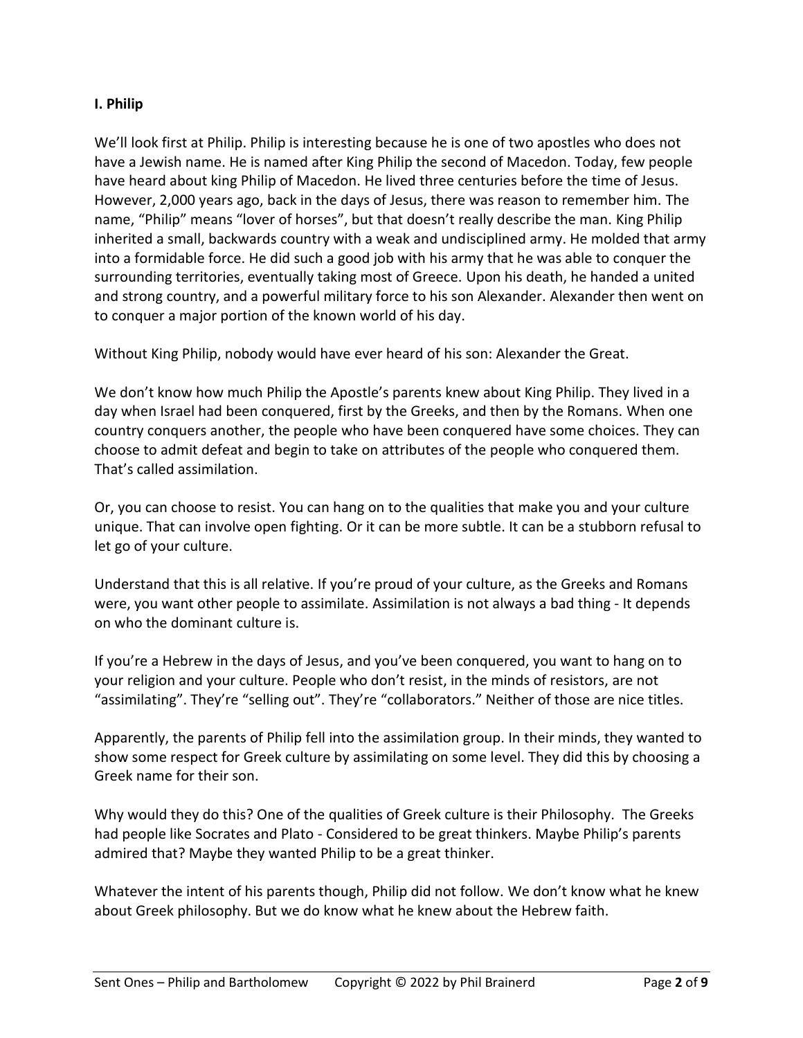**I. Philip**

We'll look first at Philip. Philip is interesting because he is one of two apostles who does not have a Jewish name. He is named after King Philip the second of Macedon. Today, few people have heard about king Philip of Macedon. He lived three centuries before the time of Jesus. However, 2,000 years ago, back in the days of Jesus, there was reason to remember him. The name, "Philip" means "lover of horses", but that doesn't really describe the man. King Philip inherited a small, backwards country with a weak and undisciplined army. He molded that army into a formidable force. He did such a good job with his army that he was able to conquer the surrounding territories, eventually taking most of Greece. Upon his death, he handed a united and strong country, and a powerful military force to his son Alexander. Alexander then went on to conquer a major portion of the known world of his day.

Without King Philip, nobody would have ever heard of his son: Alexander the Great.

We don't know how much Philip the Apostle's parents knew about King Philip. They lived in a day when Israel had been conquered, first by the Greeks, and then by the Romans. When one country conquers another, the people who have been conquered have some choices. They can choose to admit defeat and begin to take on attributes of the people who conquered them. That's called assimilation.

Or, you can choose to resist. You can hang on to the qualities that make you and your culture unique. That can involve open fighting. Or it can be more subtle. It can be a stubborn refusal to let go of your culture.

Understand that this is all relative. If you're proud of your culture, as the Greeks and Romans were, you want other people to assimilate. Assimilation is not always a bad thing - It depends on who the dominant culture is.

If you're a Hebrew in the days of Jesus, and you've been conquered, you want to hang on to your religion and your culture. People who don't resist, in the minds of resistors, are not "assimilating". They're "selling out". They're "collaborators." Neither of those are nice titles.

Apparently, the parents of Philip fell into the assimilation group. In their minds, they wanted to show some respect for Greek culture by assimilating on some level. They did this by choosing a Greek name for their son.

Why would they do this? One of the qualities of Greek culture is their Philosophy. The Greeks had people like Socrates and Plato - Considered to be great thinkers. Maybe Philip's parents admired that? Maybe they wanted Philip to be a great thinker.

Whatever the intent of his parents though, Philip did not follow. We don't know what he knew about Greek philosophy. But we do know what he knew about the Hebrew faith.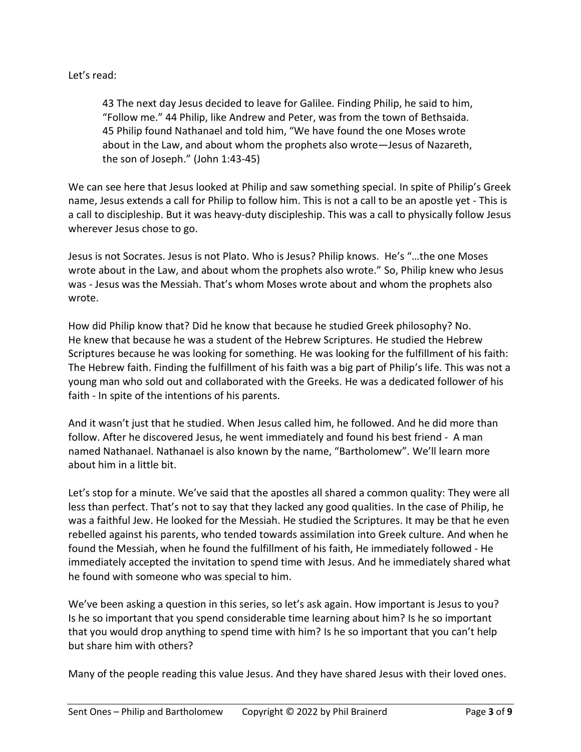Let's read:

> 43 The next day Jesus decided to leave for Galilee. Finding Philip, he said to him, "Follow me." 44 Philip, like Andrew and Peter, was from the town of Bethsaida. 45 Philip found Nathanael and told him, "We have found the one Moses wrote about in the Law, and about whom the prophets also wrote—Jesus of Nazareth, the son of Joseph." (John 1:43-45)

We can see here that Jesus looked at Philip and saw something special. In spite of Philip's Greek name, Jesus extends a call for Philip to follow him. This is not a call to be an apostle yet - This is a call to discipleship. But it was heavy-duty discipleship. This was a call to physically follow Jesus wherever Jesus chose to go.

Jesus is not Socrates. Jesus is not Plato. Who is Jesus? Philip knows. He's "…the one Moses wrote about in the Law, and about whom the prophets also wrote." So, Philip knew who Jesus was - Jesus was the Messiah. That's whom Moses wrote about and whom the prophets also wrote.

How did Philip know that? Did he know that because he studied Greek philosophy? No. He knew that because he was a student of the Hebrew Scriptures. He studied the Hebrew Scriptures because he was looking for something. He was looking for the fulfillment of his faith: The Hebrew faith. Finding the fulfillment of his faith was a big part of Philip's life. This was not a young man who sold out and collaborated with the Greeks. He was a dedicated follower of his faith - In spite of the intentions of his parents.

And it wasn't just that he studied. When Jesus called him, he followed. And he did more than follow. After he discovered Jesus, he went immediately and found his best friend - A man named Nathanael. Nathanael is also known by the name, "Bartholomew". We'll learn more about him in a little bit.

Let's stop for a minute. We've said that the apostles all shared a common quality: They were all less than perfect. That's not to say that they lacked any good qualities. In the case of Philip, he was a faithful Jew. He looked for the Messiah. He studied the Scriptures. It may be that he even rebelled against his parents, who tended towards assimilation into Greek culture. And when he found the Messiah, when he found the fulfillment of his faith, He immediately followed - He immediately accepted the invitation to spend time with Jesus. And he immediately shared what he found with someone who was special to him.

We've been asking a question in this series, so let's ask again. How important is Jesus to you? Is he so important that you spend considerable time learning about him? Is he so important that you would drop anything to spend time with him? Is he so important that you can't help but share him with others?

Many of the people reading this value Jesus. And they have shared Jesus with their loved ones.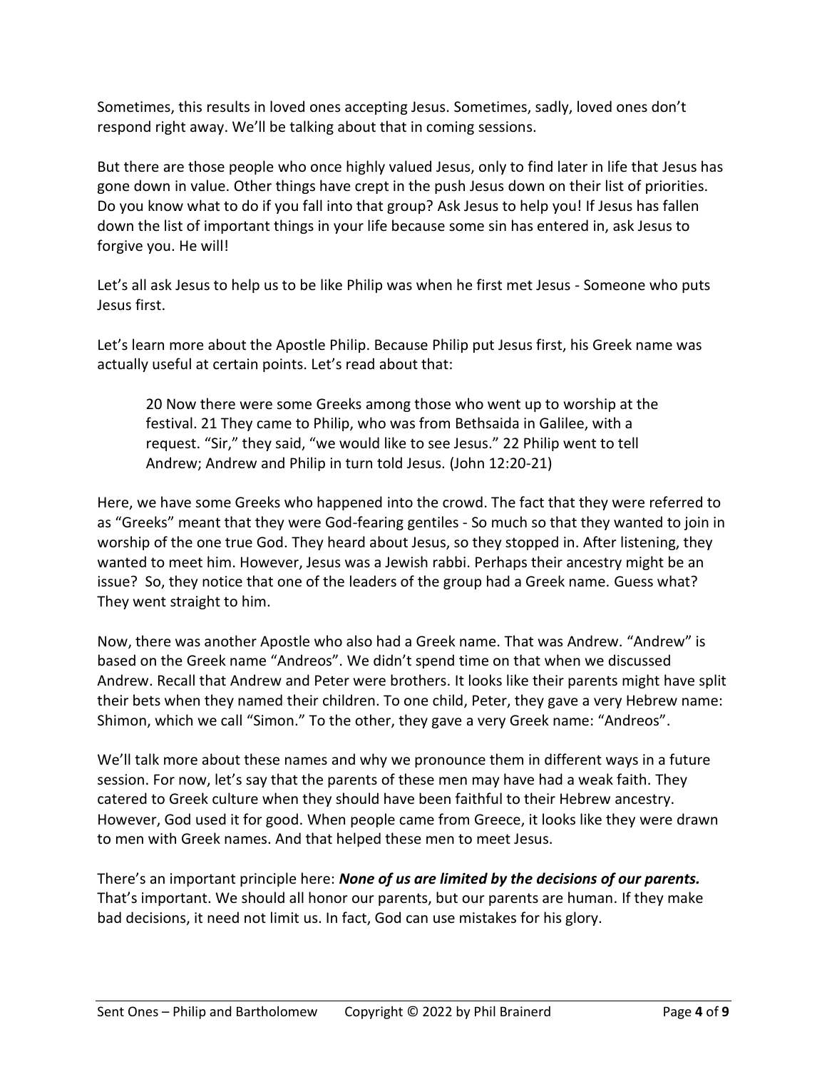Sometimes, this results in loved ones accepting Jesus. Sometimes, sadly, loved ones don't respond right away. We'll be talking about that in coming sessions.

But there are those people who once highly valued Jesus, only to find later in life that Jesus has gone down in value. Other things have crept in the push Jesus down on their list of priorities. Do you know what to do if you fall into that group? Ask Jesus to help you! If Jesus has fallen down the list of important things in your life because some sin has entered in, ask Jesus to forgive you. He will!

Let's all ask Jesus to help us to be like Philip was when he first met Jesus - Someone who puts Jesus first.

Let's learn more about the Apostle Philip. Because Philip put Jesus first, his Greek name was actually useful at certain points. Let's read about that:

> 20 Now there were some Greeks among those who went up to worship at the festival. 21 They came to Philip, who was from Bethsaida in Galilee, with a request. "Sir," they said, "we would like to see Jesus." 22 Philip went to tell Andrew; Andrew and Philip in turn told Jesus. (John 12:20-21)

Here, we have some Greeks who happened into the crowd. The fact that they were referred to as "Greeks" meant that they were God-fearing gentiles - So much so that they wanted to join in worship of the one true God. They heard about Jesus, so they stopped in. After listening, they wanted to meet him. However, Jesus was a Jewish rabbi. Perhaps their ancestry might be an issue? So, they notice that one of the leaders of the group had a Greek name. Guess what? They went straight to him.

Now, there was another Apostle who also had a Greek name. That was Andrew. "Andrew" is based on the Greek name "Andreos". We didn't spend time on that when we discussed Andrew. Recall that Andrew and Peter were brothers. It looks like their parents might have split their bets when they named their children. To one child, Peter, they gave a very Hebrew name: Shimon, which we call "Simon." To the other, they gave a very Greek name: "Andreos".

We'll talk more about these names and why we pronounce them in different ways in a future session. For now, let's say that the parents of these men may have had a weak faith. They catered to Greek culture when they should have been faithful to their Hebrew ancestry. However, God used it for good. When people came from Greece, it looks like they were drawn to men with Greek names. And that helped these men to meet Jesus.

There's an important principle here: ***None of us are limited by the decisions of our parents.*** That's important. We should all honor our parents, but our parents are human. If they make bad decisions, it need not limit us. In fact, God can use mistakes for his glory.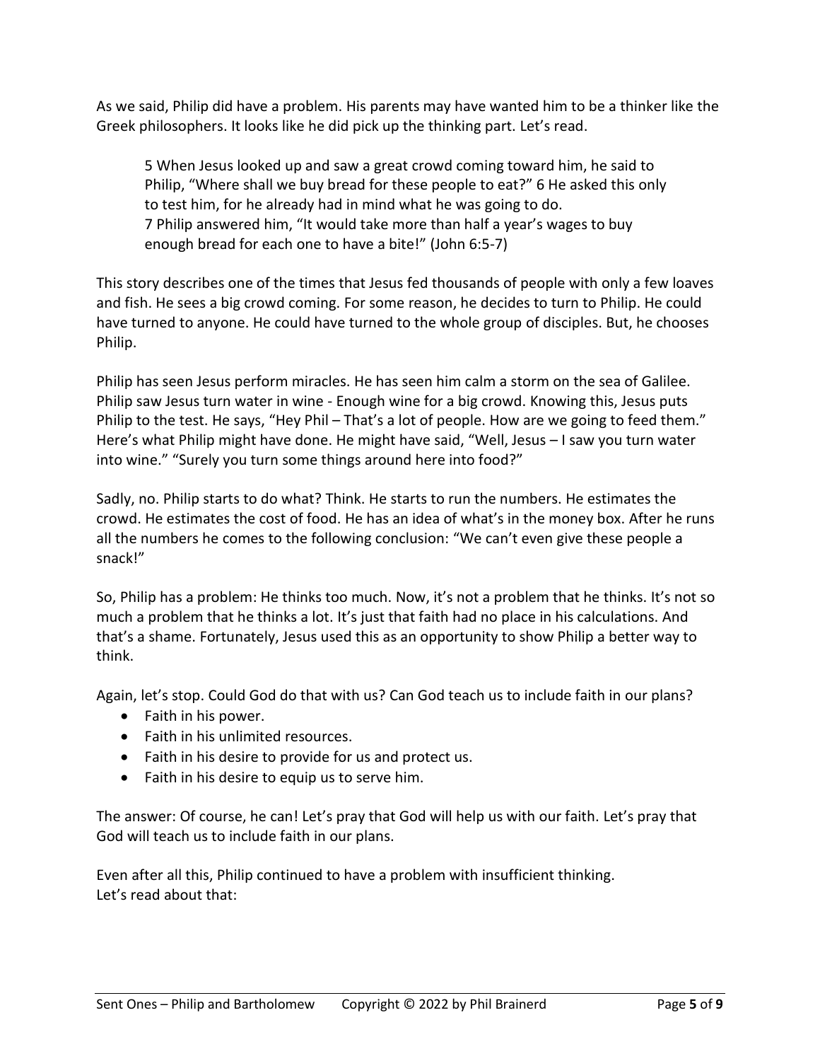As we said, Philip did have a problem. His parents may have wanted him to be a thinker like the Greek philosophers. It looks like he did pick up the thinking part. Let's read.

> 5 When Jesus looked up and saw a great crowd coming toward him, he said to Philip, "Where shall we buy bread for these people to eat?" 6 He asked this only to test him, for he already had in mind what he was going to do.
> 7 Philip answered him, "It would take more than half a year's wages to buy enough bread for each one to have a bite!" (John 6:5-7)

This story describes one of the times that Jesus fed thousands of people with only a few loaves and fish. He sees a big crowd coming. For some reason, he decides to turn to Philip. He could have turned to anyone. He could have turned to the whole group of disciples. But, he chooses Philip.

Philip has seen Jesus perform miracles. He has seen him calm a storm on the sea of Galilee. Philip saw Jesus turn water in wine - Enough wine for a big crowd. Knowing this, Jesus puts Philip to the test. He says, "Hey Phil – That's a lot of people. How are we going to feed them." Here's what Philip might have done. He might have said, "Well, Jesus – I saw you turn water into wine." "Surely you turn some things around here into food?"

Sadly, no. Philip starts to do what? Think. He starts to run the numbers. He estimates the crowd. He estimates the cost of food. He has an idea of what's in the money box. After he runs all the numbers he comes to the following conclusion: "We can't even give these people a snack!"

So, Philip has a problem: He thinks too much. Now, it's not a problem that he thinks. It's not so much a problem that he thinks a lot. It's just that faith had no place in his calculations. And that's a shame. Fortunately, Jesus used this as an opportunity to show Philip a better way to think.

Again, let's stop. Could God do that with us? Can God teach us to include faith in our plans?

- Faith in his power.
- Faith in his unlimited resources.
- Faith in his desire to provide for us and protect us.
- Faith in his desire to equip us to serve him.

The answer: Of course, he can! Let's pray that God will help us with our faith. Let's pray that God will teach us to include faith in our plans.

Even after all this, Philip continued to have a problem with insufficient thinking.
Let's read about that: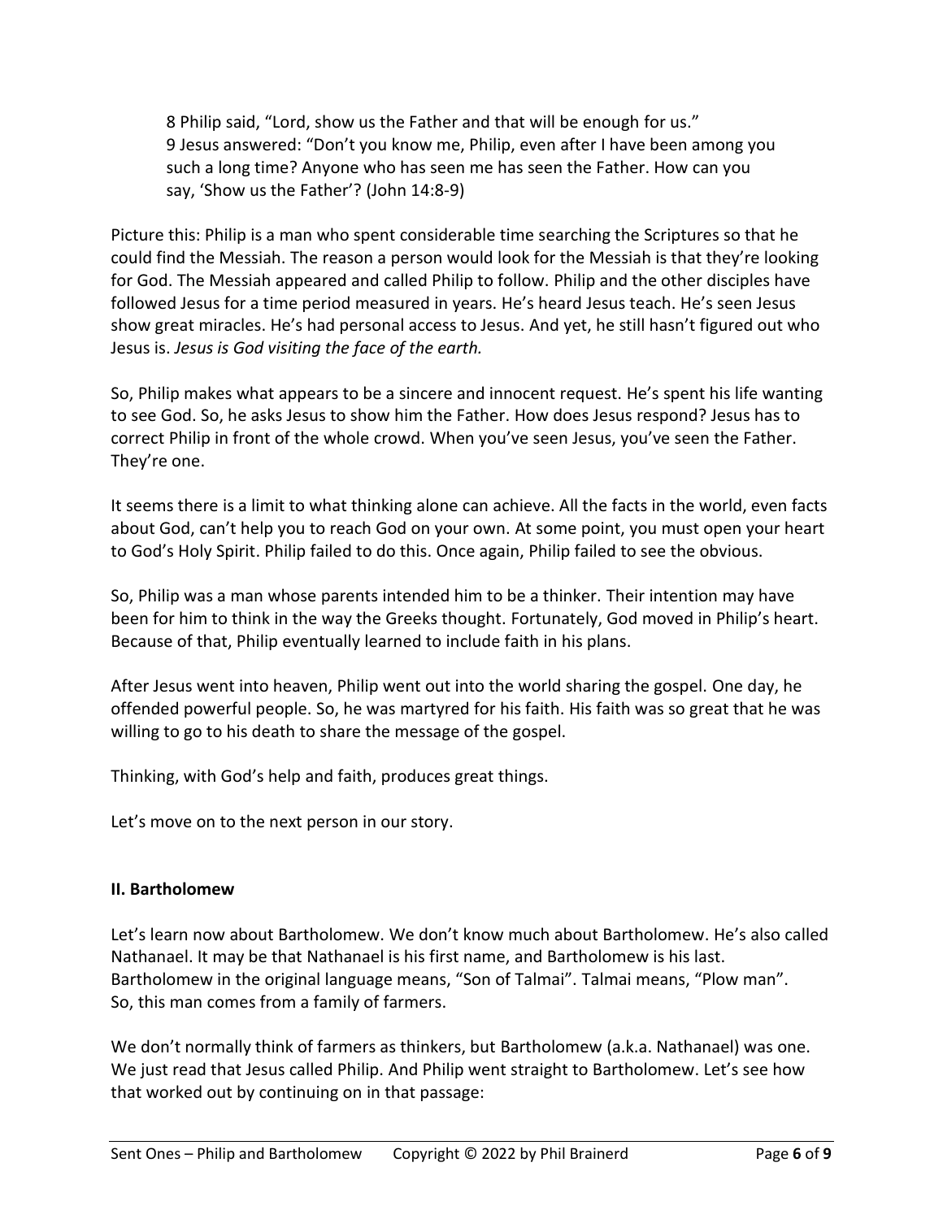> 8 Philip said, "Lord, show us the Father and that will be enough for us."
> 9 Jesus answered: "Don't you know me, Philip, even after I have been among you such a long time? Anyone who has seen me has seen the Father. How can you say, 'Show us the Father'? (John 14:8-9)

Picture this: Philip is a man who spent considerable time searching the Scriptures so that he could find the Messiah. The reason a person would look for the Messiah is that they're looking for God. The Messiah appeared and called Philip to follow. Philip and the other disciples have followed Jesus for a time period measured in years. He's heard Jesus teach. He's seen Jesus show great miracles. He's had personal access to Jesus. And yet, he still hasn't figured out who Jesus is. *Jesus is God visiting the face of the earth.*

So, Philip makes what appears to be a sincere and innocent request. He's spent his life wanting to see God. So, he asks Jesus to show him the Father. How does Jesus respond? Jesus has to correct Philip in front of the whole crowd. When you've seen Jesus, you've seen the Father. They're one.

It seems there is a limit to what thinking alone can achieve. All the facts in the world, even facts about God, can't help you to reach God on your own. At some point, you must open your heart to God's Holy Spirit. Philip failed to do this. Once again, Philip failed to see the obvious.

So, Philip was a man whose parents intended him to be a thinker. Their intention may have been for him to think in the way the Greeks thought. Fortunately, God moved in Philip's heart. Because of that, Philip eventually learned to include faith in his plans.

After Jesus went into heaven, Philip went out into the world sharing the gospel. One day, he offended powerful people. So, he was martyred for his faith. His faith was so great that he was willing to go to his death to share the message of the gospel.

Thinking, with God's help and faith, produces great things.

Let's move on to the next person in our story.

## II. Bartholomew

Let's learn now about Bartholomew. We don't know much about Bartholomew. He's also called Nathanael. It may be that Nathanael is his first name, and Bartholomew is his last. Bartholomew in the original language means, "Son of Talmai". Talmai means, "Plow man". So, this man comes from a family of farmers.

We don't normally think of farmers as thinkers, but Bartholomew (a.k.a. Nathanael) was one. We just read that Jesus called Philip. And Philip went straight to Bartholomew. Let's see how that worked out by continuing on in that passage: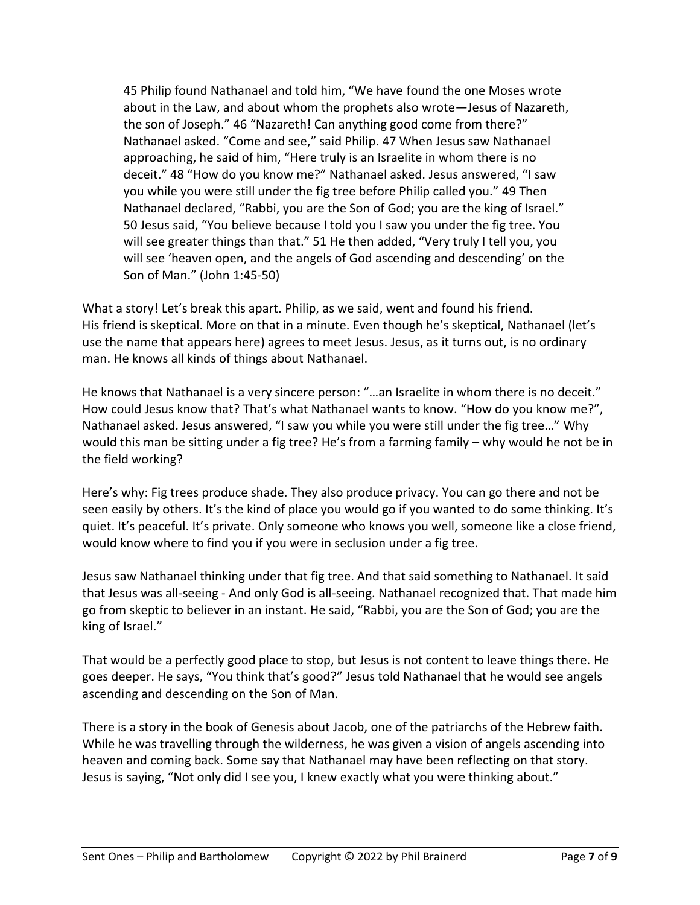> 45 Philip found Nathanael and told him, "We have found the one Moses wrote about in the Law, and about whom the prophets also wrote—Jesus of Nazareth, the son of Joseph." 46 "Nazareth! Can anything good come from there?" Nathanael asked. "Come and see," said Philip. 47 When Jesus saw Nathanael approaching, he said of him, "Here truly is an Israelite in whom there is no deceit." 48 "How do you know me?" Nathanael asked. Jesus answered, "I saw you while you were still under the fig tree before Philip called you." 49 Then Nathanael declared, "Rabbi, you are the Son of God; you are the king of Israel." 50 Jesus said, "You believe because I told you I saw you under the fig tree. You will see greater things than that." 51 He then added, "Very truly I tell you, you will see 'heaven open, and the angels of God ascending and descending' on the Son of Man." (John 1:45-50)

What a story! Let's break this apart. Philip, as we said, went and found his friend. His friend is skeptical. More on that in a minute. Even though he's skeptical, Nathanael (let's use the name that appears here) agrees to meet Jesus. Jesus, as it turns out, is no ordinary man. He knows all kinds of things about Nathanael.

He knows that Nathanael is a very sincere person: "…an Israelite in whom there is no deceit." How could Jesus know that? That's what Nathanael wants to know. "How do you know me?", Nathanael asked. Jesus answered, "I saw you while you were still under the fig tree…" Why would this man be sitting under a fig tree? He's from a farming family – why would he not be in the field working?

Here's why: Fig trees produce shade. They also produce privacy. You can go there and not be seen easily by others. It's the kind of place you would go if you wanted to do some thinking. It's quiet. It's peaceful. It's private. Only someone who knows you well, someone like a close friend, would know where to find you if you were in seclusion under a fig tree.

Jesus saw Nathanael thinking under that fig tree. And that said something to Nathanael. It said that Jesus was all-seeing - And only God is all-seeing. Nathanael recognized that. That made him go from skeptic to believer in an instant. He said, "Rabbi, you are the Son of God; you are the king of Israel."

That would be a perfectly good place to stop, but Jesus is not content to leave things there. He goes deeper. He says, "You think that's good?" Jesus told Nathanael that he would see angels ascending and descending on the Son of Man.

There is a story in the book of Genesis about Jacob, one of the patriarchs of the Hebrew faith. While he was travelling through the wilderness, he was given a vision of angels ascending into heaven and coming back. Some say that Nathanael may have been reflecting on that story. Jesus is saying, "Not only did I see you, I knew exactly what you were thinking about."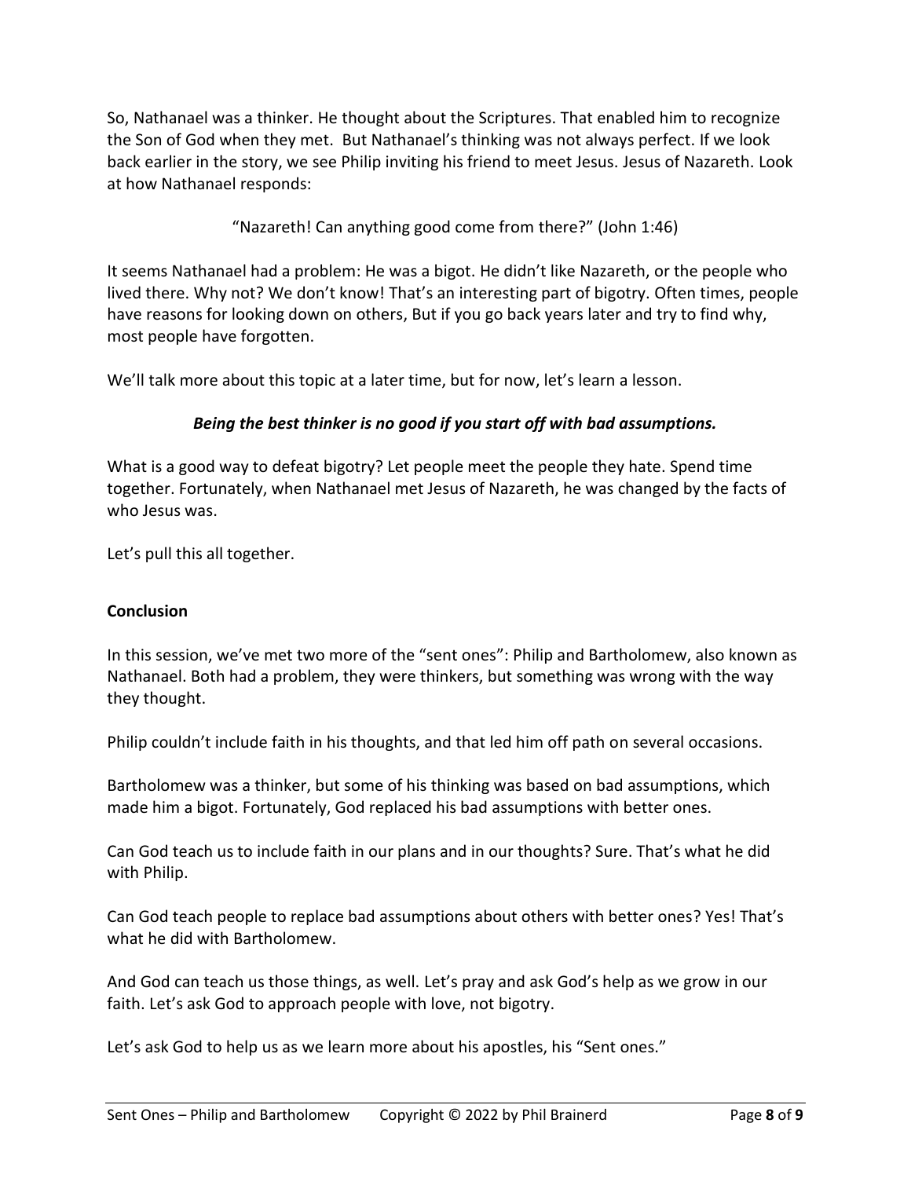So, Nathanael was a thinker. He thought about the Scriptures. That enabled him to recognize the Son of God when they met. But Nathanael's thinking was not always perfect. If we look back earlier in the story, we see Philip inviting his friend to meet Jesus. Jesus of Nazareth. Look at how Nathanael responds:

"Nazareth! Can anything good come from there?" (John 1:46)

It seems Nathanael had a problem: He was a bigot. He didn't like Nazareth, or the people who lived there. Why not? We don't know! That's an interesting part of bigotry. Often times, people have reasons for looking down on others, But if you go back years later and try to find why, most people have forgotten.

We'll talk more about this topic at a later time, but for now, let's learn a lesson.

***Being the best thinker is no good if you start off with bad assumptions.***

What is a good way to defeat bigotry? Let people meet the people they hate. Spend time together. Fortunately, when Nathanael met Jesus of Nazareth, he was changed by the facts of who Jesus was.

Let's pull this all together.

**Conclusion**

In this session, we've met two more of the "sent ones": Philip and Bartholomew, also known as Nathanael. Both had a problem, they were thinkers, but something was wrong with the way they thought.

Philip couldn't include faith in his thoughts, and that led him off path on several occasions.

Bartholomew was a thinker, but some of his thinking was based on bad assumptions, which made him a bigot. Fortunately, God replaced his bad assumptions with better ones.

Can God teach us to include faith in our plans and in our thoughts? Sure. That's what he did with Philip.

Can God teach people to replace bad assumptions about others with better ones? Yes! That's what he did with Bartholomew.

And God can teach us those things, as well. Let's pray and ask God's help as we grow in our faith. Let's ask God to approach people with love, not bigotry.

Let's ask God to help us as we learn more about his apostles, his "Sent ones."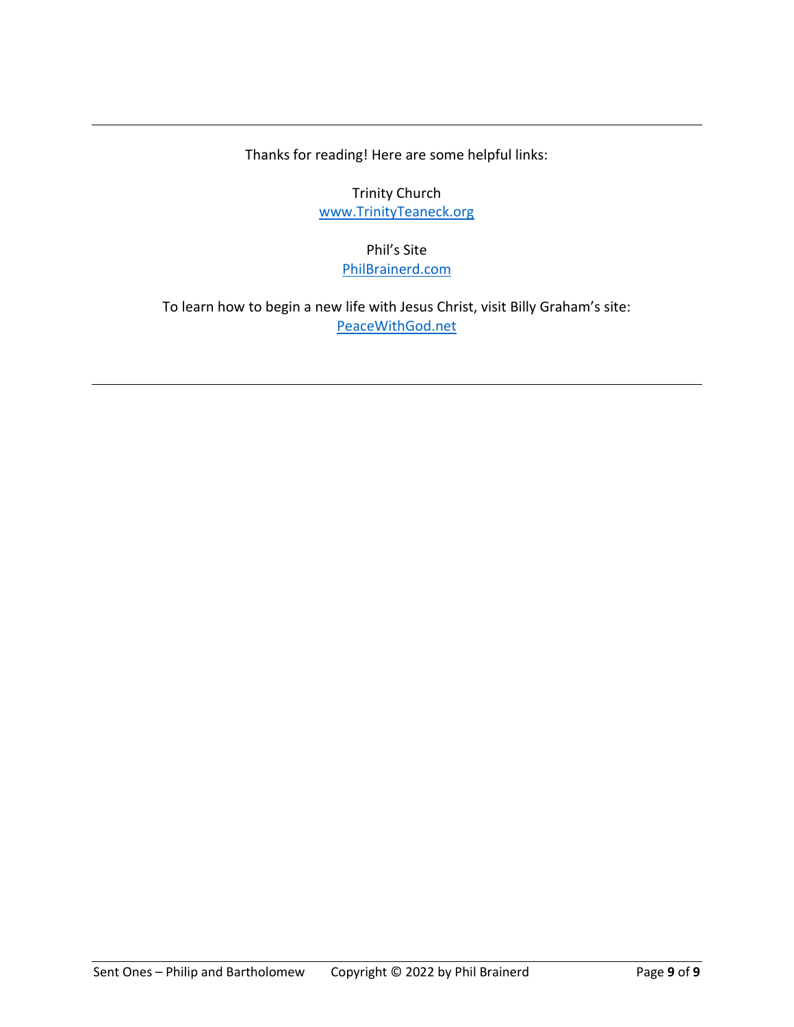---

Thanks for reading! Here are some helpful links:

Trinity Church
[www.TrinityTeaneck.org](http://www.TrinityTeaneck.org)

Phil's Site
[PhilBrainerd.com](http://PhilBrainerd.com)

To learn how to begin a new life with Jesus Christ, visit Billy Graham's site:
[PeaceWithGod.net](http://PeaceWithGod.net)

---